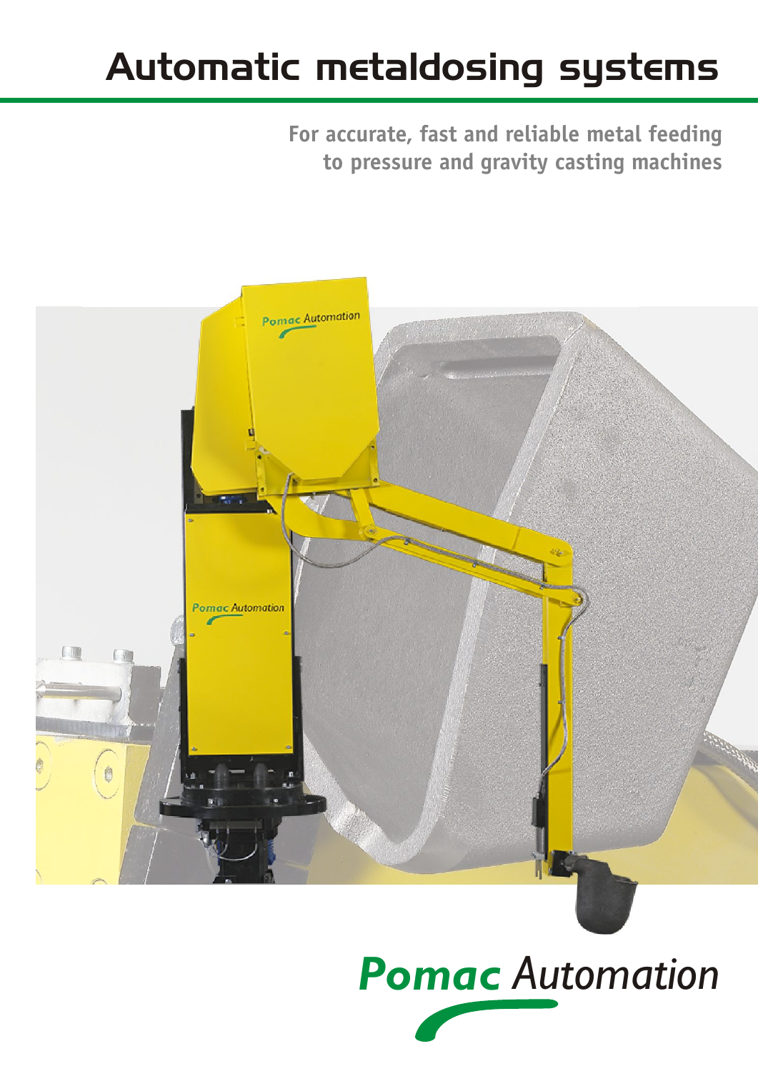# Automatic metaldosing systems

**For accurate, fast and reliable metal feeding to pressure and gravity casting machines**

Pomac Automation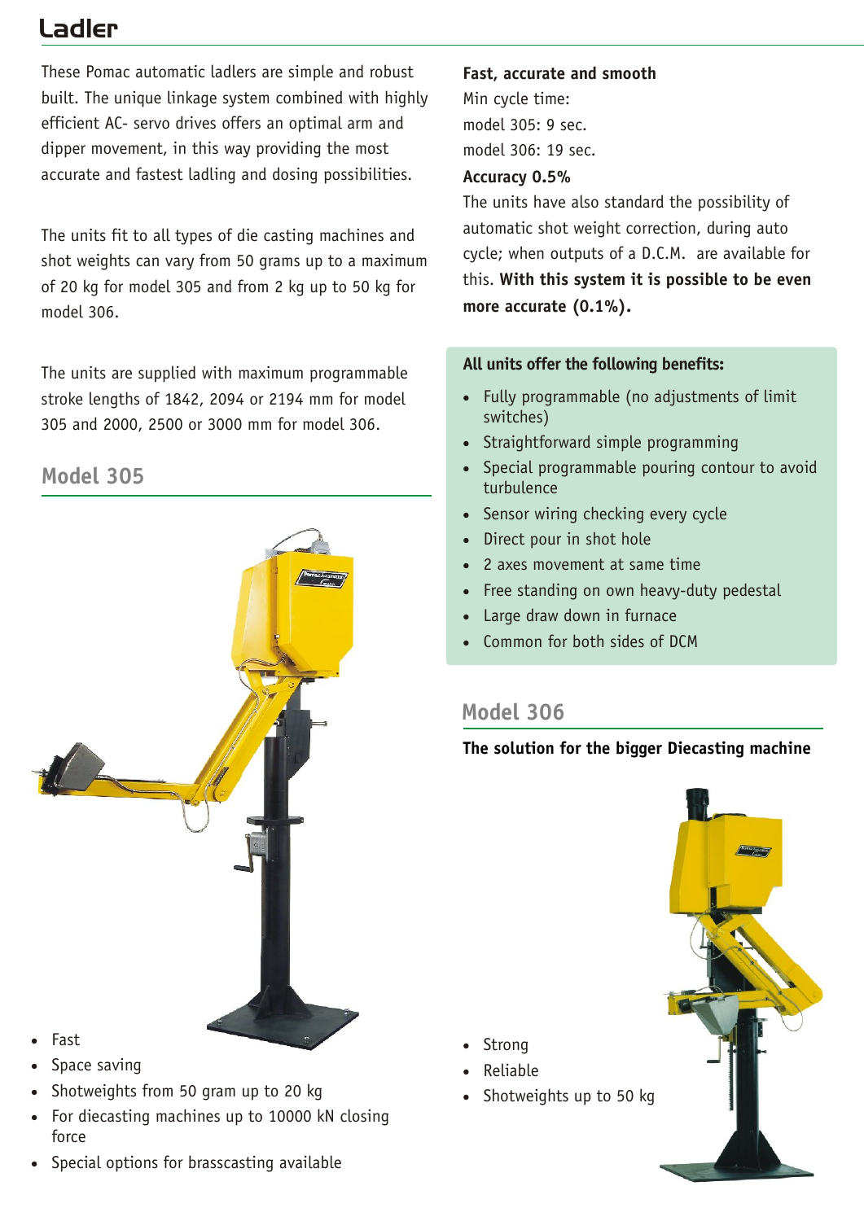# Ladler

These Pomac automatic ladlers are simple and robust built. The unique linkage system combined with highly efficient AC- servo drives offers an optimal arm and dipper movement, in this way providing the most accurate and fastest ladling and dosing possibilities.

The units fit to all types of die casting machines and shot weights can vary from 50 grams up to a maximum of 20 kg for model 305 and from 2 kg up to 50 kg for model 306.

The units are supplied with maximum programmable stroke lengths of 1842, 2094 or 2194 mm for model 305 and 2000, 2500 or 3000 mm for model 306.

## Model 305

- Fast
- Space saving
- Shotweights from 50 gram up to 20 kg
- For diecasting machines up to 10000 kN closing force
- Special options for brasscasting available

**Fast, accurate and smooth**

Min cycle time:
model 305: 9 sec.
model 306: 19 sec.

**Accuracy 0.5%**

The units have also standard the possibility of automatic shot weight correction, during auto cycle; when outputs of a D.C.M. are available for this. **With this system it is possible to be even more accurate (0.1%).**

**All units offer the following benefits:**

- Fully programmable (no adjustments of limit switches)
- Straightforward simple programming
- Special programmable pouring contour to avoid turbulence
- Sensor wiring checking every cycle
- Direct pour in shot hole
- 2 axes movement at same time
- Free standing on own heavy-duty pedestal
- Large draw down in furnace
- Common for both sides of DCM

## Model 306

**The solution for the bigger Diecasting machine**

- Strong
- Reliable
- Shotweights up to 50 kg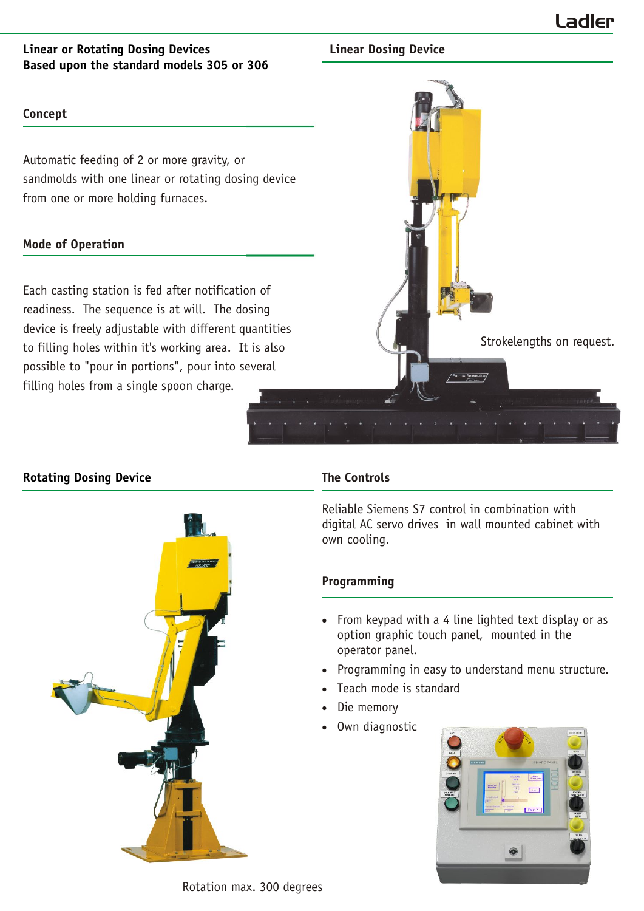## Linear or Rotating Dosing Devices
## Based upon the standard models 305 or 306

### Concept

Automatic feeding of 2 or more gravity, or sandmolds with one linear or rotating dosing device from one or more holding furnaces.

### Mode of Operation

Each casting station is fed after notification of readiness. The sequence is at will. The dosing device is freely adjustable with different quantities to filling holes within it's working area. It is also possible to "pour in portions", pour into several filling holes from a single spoon charge.

### Linear Dosing Device

Strokelengths on request.

### Rotating Dosing Device

Rotation max. 300 degrees

### The Controls

Reliable Siemens S7 control in combination with digital AC servo drives in wall mounted cabinet with own cooling.

### Programming

- From keypad with a 4 line lighted text display or as option graphic touch panel, mounted in the operator panel.
- Programming in easy to understand menu structure.
- Teach mode is standard
- Die memory
- Own diagnostic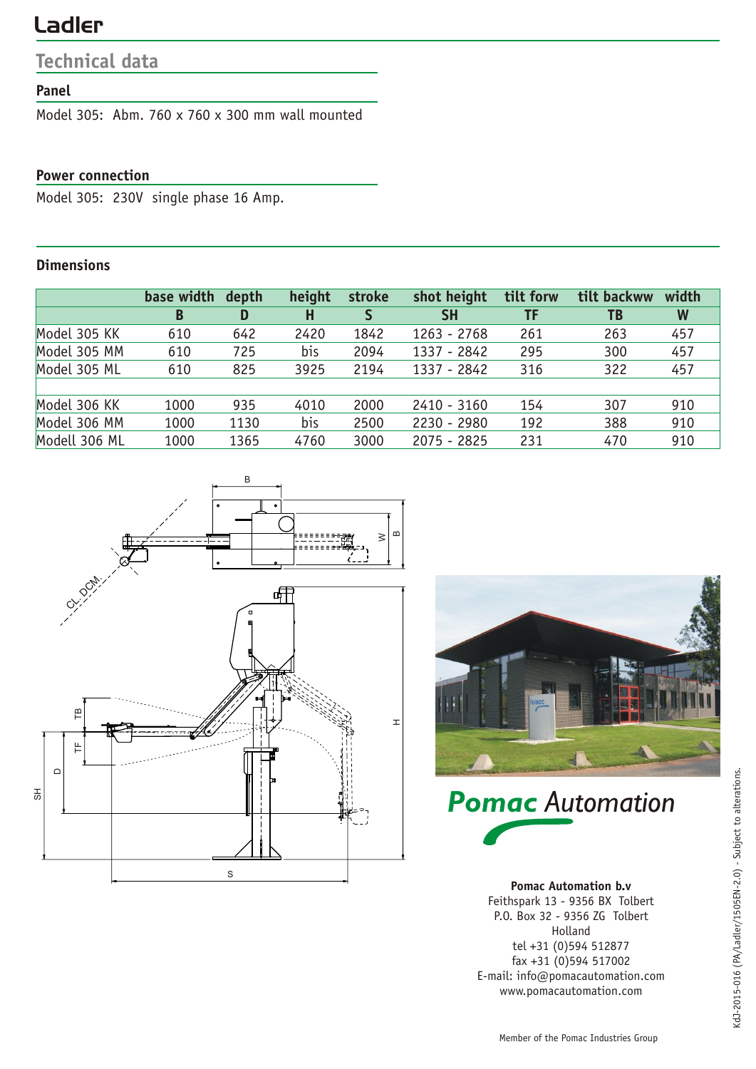Ladler

## Technical data

### Panel

Model 305: Abm. 760 x 760 x 300 mm wall mounted

### Power connection

Model 305: 230V single phase 16 Amp.

### Dimensions

| | base width | depth | height | stroke | shot height | tilt forw | tilt backww | width |
|---|---|---|---|---|---|---|---|---|
| | B | D | H | S | SH | TF | TB | W |
| Model 305 KK | 610 | 642 | 2420 | 1842 | 1263 - 2768 | 261 | 263 | 457 |
| Model 305 MM | 610 | 725 | bis | 2094 | 1337 - 2842 | 295 | 300 | 457 |
| Model 305 ML | 610 | 825 | 3925 | 2194 | 1337 - 2842 | 316 | 322 | 457 |
| | | | | | | | | |
| Model 306 KK | 1000 | 935 | 4010 | 2000 | 2410 - 3160 | 154 | 307 | 910 |
| Model 306 MM | 1000 | 1130 | bis | 2500 | 2230 - 2980 | 192 | 388 | 910 |
| Modell 306 ML | 1000 | 1365 | 4760 | 3000 | 2075 - 2825 | 231 | 470 | 910 |

B
W
B
CL DCM
TB
TF
D
SH
H
S

Pomac Automation

**Pomac Automation b.v**
Feithspark 13 - 9356 BX Tolbert
P.O. Box 32 - 9356 ZG Tolbert
Holland
tel +31 (0)594 512877
fax +31 (0)594 517002
E-mail: info@pomacautomation.com
www.pomacautomation.com

Member of the Pomac Industries Group

KdJ-2015-016 (PA/Ladler/1505EN-2.0) - Subject to alterations.